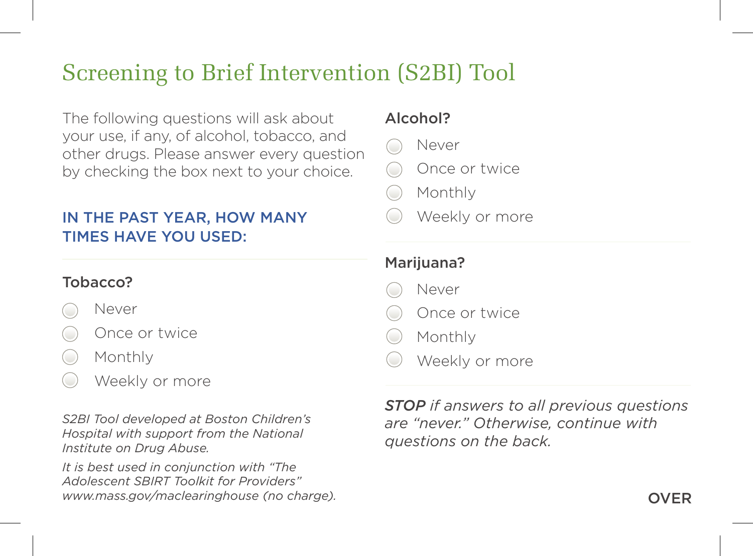# Screening to Brief Intervention (S2BI) Tool

The following questions will ask about your use, if any, of alcohol, tobacco, and other drugs. Please answer every question by checking the box next to your choice.

### IN THE PAST YEAR, HOW MANY TIMES HAVE YOU USED:

**Tobacco?**

- ◯ Never
- ◯ Once or twice
- ◯ Monthly
- ◯ Weekly or more

**Alcohol?**

- ◯ Never
- ◯ Once or twice
- ◯ Monthly
- ◯ Weekly or more

**Marijuana?**

- ◯ Never
- ◯ Once or twice
- ◯ Monthly
- ◯ Weekly or more

***STOP*** *if answers to all previous questions are "never." Otherwise, continue with questions on the back.*

*S2BI Tool developed at Boston Children's Hospital with support from the National Institute on Drug Abuse.*

*It is best used in conjunction with "The Adolescent SBIRT Toolkit for Providers" www.mass.gov/maclearinghouse (no charge).*

OVER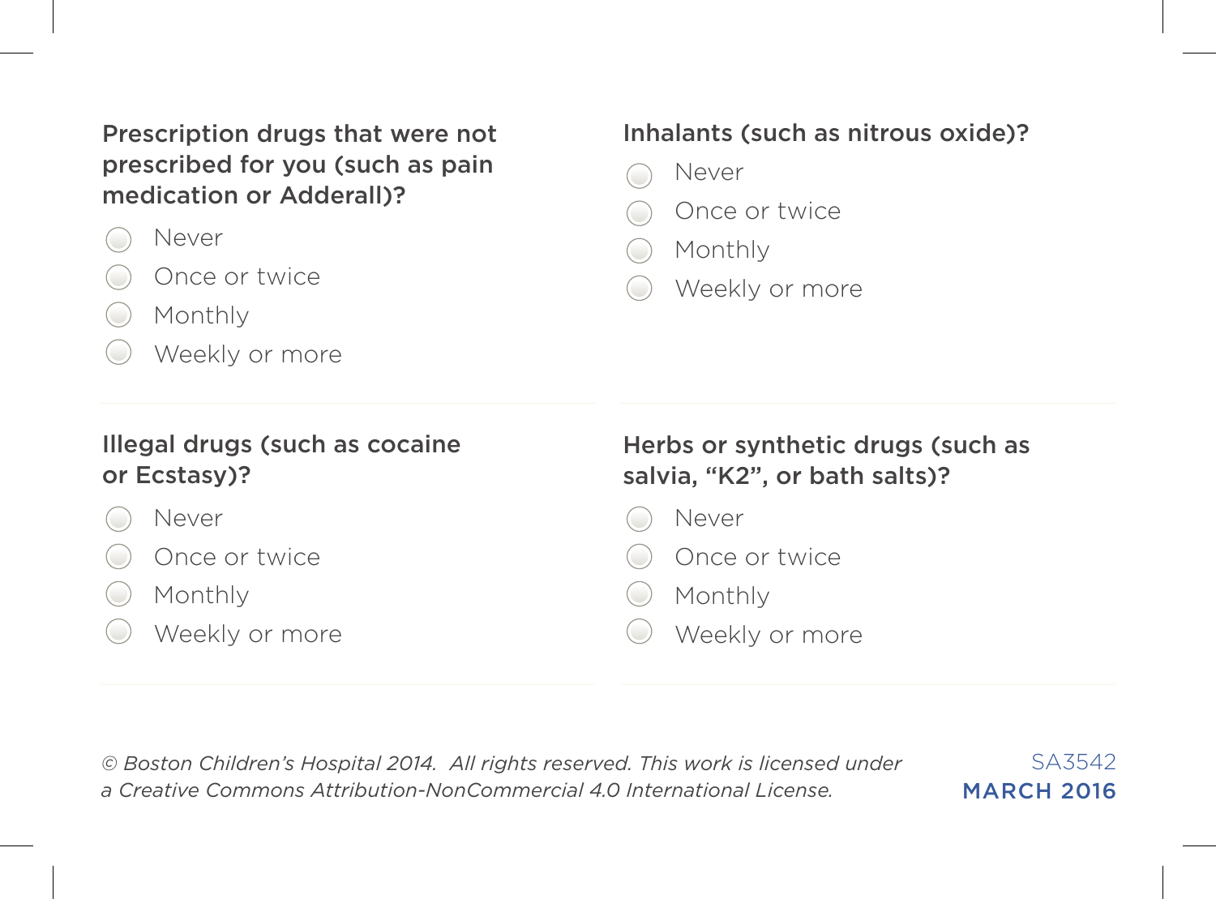**Prescription drugs that were not prescribed for you (such as pain medication or Adderall)?**

- ◯ Never
- ◯ Once or twice
- ◯ Monthly
- ◯ Weekly or more

**Inhalants (such as nitrous oxide)?**

- ◯ Never
- ◯ Once or twice
- ◯ Monthly
- ◯ Weekly or more

**Illegal drugs (such as cocaine or Ecstasy)?**

- ◯ Never
- ◯ Once or twice
- ◯ Monthly
- ◯ Weekly or more

**Herbs or synthetic drugs (such as salvia, "K2", or bath salts)?**

- ◯ Never
- ◯ Once or twice
- ◯ Monthly
- ◯ Weekly or more

*© Boston Children's Hospital 2014. All rights reserved. This work is licensed under a Creative Commons Attribution-NonCommercial 4.0 International License.*

SA3542
**MARCH 2016**